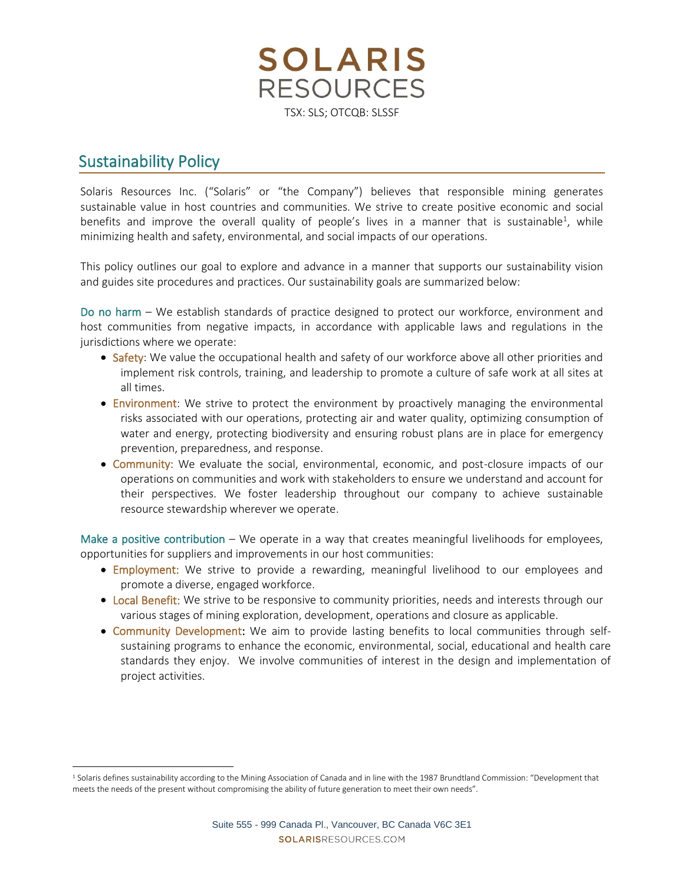# SOLARIS RESOURCES

TSX: SLS; OTCQB: SLSSF

## Sustainability Policy

Solaris Resources Inc. ("Solaris" or "the Company") believes that responsible mining generates sustainable value in host countries and communities. We strive to create positive economic and social benefits and improve the overall quality of people's lives in a manner that is sustainable[1], while minimizing health and safety, environmental, and social impacts of our operations.

This policy outlines our goal to explore and advance in a manner that supports our sustainability vision and guides site procedures and practices. Our sustainability goals are summarized below:

**Do no harm** – We establish standards of practice designed to protect our workforce, environment and host communities from negative impacts, in accordance with applicable laws and regulations in the jurisdictions where we operate:

- **Safety**: We value the occupational health and safety of our workforce above all other priorities and implement risk controls, training, and leadership to promote a culture of safe work at all sites at all times.
- **Environment**: We strive to protect the environment by proactively managing the environmental risks associated with our operations, protecting air and water quality, optimizing consumption of water and energy, protecting biodiversity and ensuring robust plans are in place for emergency prevention, preparedness, and response.
- **Community**: We evaluate the social, environmental, economic, and post-closure impacts of our operations on communities and work with stakeholders to ensure we understand and account for their perspectives. We foster leadership throughout our company to achieve sustainable resource stewardship wherever we operate.

**Make a positive contribution** – We operate in a way that creates meaningful livelihoods for employees, opportunities for suppliers and improvements in our host communities:

- **Employment:** We strive to provide a rewarding, meaningful livelihood to our employees and promote a diverse, engaged workforce.
- **Local Benefit:** We strive to be responsive to community priorities, needs and interests through our various stages of mining exploration, development, operations and closure as applicable.
- **Community Development:** We aim to provide lasting benefits to local communities through self-sustaining programs to enhance the economic, environmental, social, educational and health care standards they enjoy. We involve communities of interest in the design and implementation of project activities.

---

[1] Solaris defines sustainability according to the Mining Association of Canada and in line with the 1987 Brundtland Commission: "Development that meets the needs of the present without compromising the ability of future generation to meet their own needs".

Suite 555 - 999 Canada Pl., Vancouver, BC Canada V6C 3E1
SOLARISRESOURCES.COM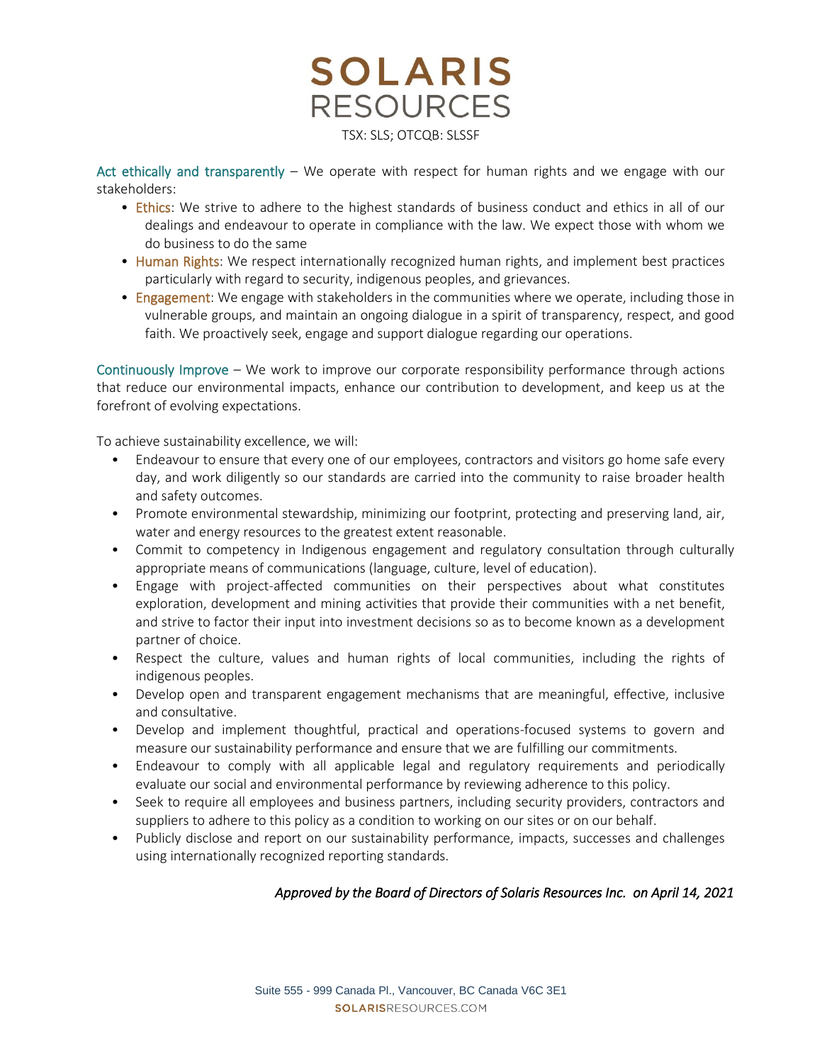Act ethically and transparently – We operate with respect for human rights and we engage with our stakeholders:

- Ethics: We strive to adhere to the highest standards of business conduct and ethics in all of our dealings and endeavour to operate in compliance with the law. We expect those with whom we do business to do the same
- Human Rights: We respect internationally recognized human rights, and implement best practices particularly with regard to security, indigenous peoples, and grievances.
- Engagement: We engage with stakeholders in the communities where we operate, including those in vulnerable groups, and maintain an ongoing dialogue in a spirit of transparency, respect, and good faith. We proactively seek, engage and support dialogue regarding our operations.

Continuously Improve – We work to improve our corporate responsibility performance through actions that reduce our environmental impacts, enhance our contribution to development, and keep us at the forefront of evolving expectations.

To achieve sustainability excellence, we will:

- Endeavour to ensure that every one of our employees, contractors and visitors go home safe every day, and work diligently so our standards are carried into the community to raise broader health and safety outcomes.
- Promote environmental stewardship, minimizing our footprint, protecting and preserving land, air, water and energy resources to the greatest extent reasonable.
- Commit to competency in Indigenous engagement and regulatory consultation through culturally appropriate means of communications (language, culture, level of education).
- Engage with project-affected communities on their perspectives about what constitutes exploration, development and mining activities that provide their communities with a net benefit, and strive to factor their input into investment decisions so as to become known as a development partner of choice.
- Respect the culture, values and human rights of local communities, including the rights of indigenous peoples.
- Develop open and transparent engagement mechanisms that are meaningful, effective, inclusive and consultative.
- Develop and implement thoughtful, practical and operations-focused systems to govern and measure our sustainability performance and ensure that we are fulfilling our commitments.
- Endeavour to comply with all applicable legal and regulatory requirements and periodically evaluate our social and environmental performance by reviewing adherence to this policy.
- Seek to require all employees and business partners, including security providers, contractors and suppliers to adhere to this policy as a condition to working on our sites or on our behalf.
- Publicly disclose and report on our sustainability performance, impacts, successes and challenges using internationally recognized reporting standards.

*Approved by the Board of Directors of Solaris Resources Inc. on April 14, 2021*